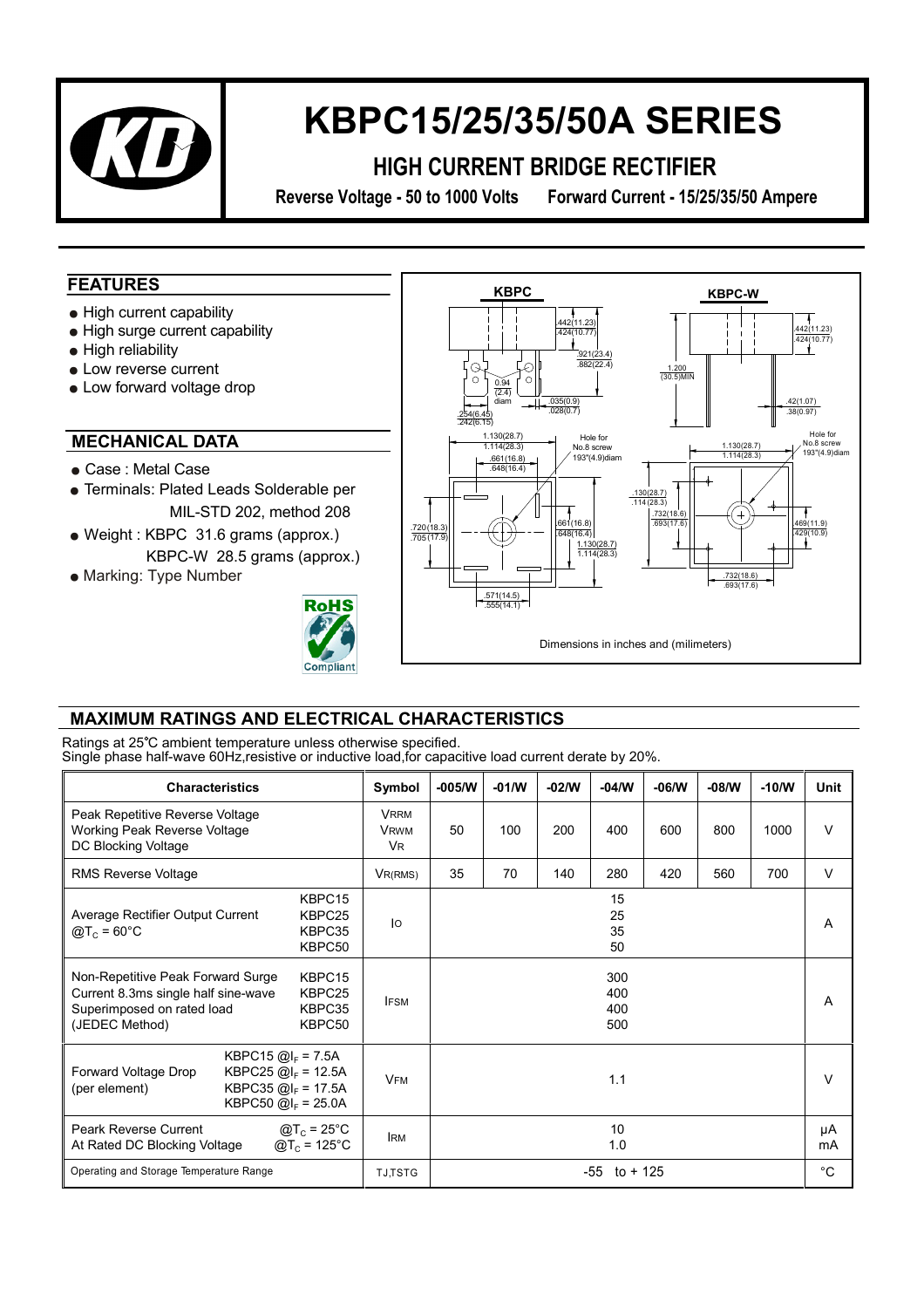# KBPC15/25/35/50A SERIES

## HIGH CURRENT BRIDGE RECTIFIER

**Reverse Voltage - 50 to 1000 Volts Forward Current - 15/25/35/50 Ampere**

## FEATURES

- High current capability
- High surge current capability
- High reliability
- Low reverse current
- Low forward voltage drop

## MECHANICAL DATA

- Case : Metal Case
- Terminals: Plated Leads Solderable per MIL-STD 202, method 208
- Weight : KBPC 31.6 grams (approx.) KBPC-W 28.5 grams (approx.)
- Marking: Type Number

KBPC | KBPC-W

Dimensions in inches and (milimeters)

## MAXIMUM RATINGS AND ELECTRICAL CHARACTERISTICS

Ratings at 25℃ ambient temperature unless otherwise specified.
Single phase half-wave 60Hz,resistive or inductive load,for capacitive load current derate by 20%.

| Characteristics | | Symbol | -005/W | -01/W | -02/W | -04/W | -06/W | -08/W | -10/W | Unit |
|---|---|---|---|---|---|---|---|---|---|---|
| Peak Repetitive Reverse Voltage<br>Working Peak Reverse Voltage<br>DC Blocking Voltage | | $V_{RRM}$<br>$V_{RWM}$<br>$V_R$ | 50 | 100 | 200 | 400 | 600 | 800 | 1000 | V |
| RMS Reverse Voltage | | $V_{R(RMS)}$ | 35 | 70 | 140 | 280 | 420 | 560 | 700 | V |
| Average Rectifier Output Current<br>@$T_C$ = 60°C | KBPC15<br>KBPC25<br>KBPC35<br>KBPC50 | $I_O$ | 15<br>25<br>35<br>50 | | | | | | | A |
| Non-Repetitive Peak Forward Surge Current 8.3ms single half sine-wave Superimposed on rated load (JEDEC Method) | KBPC15<br>KBPC25<br>KBPC35<br>KBPC50 | $I_{FSM}$ | 300<br>400<br>400<br>500 | | | | | | | A |
| Forward Voltage Drop (per element) | KBPC15 @$I_F$ = 7.5A<br>KBPC25 @$I_F$ = 12.5A<br>KBPC35 @$I_F$ = 17.5A<br>KBPC50 @$I_F$ = 25.0A | $V_{FM}$ | 1.1 | | | | | | | V |
| Peark Reverse Current<br>At Rated DC Blocking Voltage | @$T_C$ = 25°C<br>@$T_C$ = 125°C | $I_{RM}$ | 10<br>1.0 | | | | | | | µA<br>mA |
| Operating and Storage Temperature Range | | $T_J$,$T_{STG}$ | -55 to + 125 | | | | | | | °C |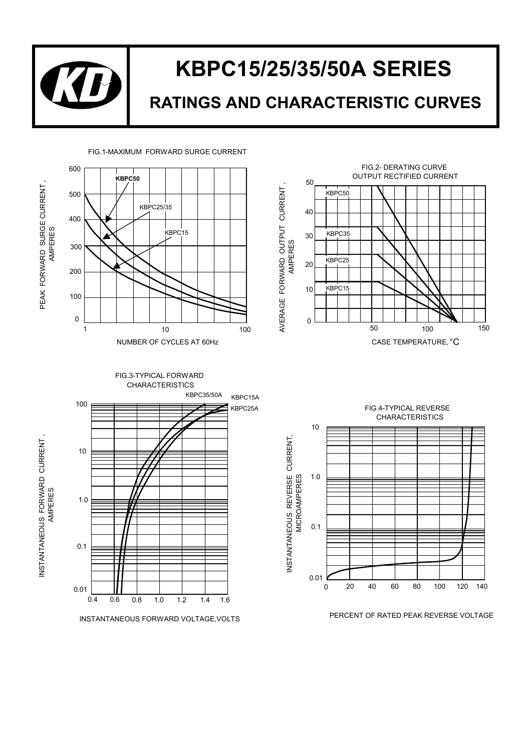# KBPC15/25/35/50A SERIES

## RATINGS AND CHARACTERISTIC CURVES

FIG.1-MAXIMUM FORWARD SURGE CURRENT

PEAK FORWARD SURGE CURRENT, AMPERES

600
500
400
300
200
100
0

KBPC50
KBPC25/35
KBPC15

1
10
100

NUMBER OF CYCLES AT 60Hz

FIG.2- DERATING CURVE OUTPUT RECTIFIED CURRENT

AVERAGE FORWARD OUTPUT CURRENT, AMPERES

50
40
30
20
10
0

KBPC50
KBPC35
KBPC25
KBPC15

50
100
150

CASE TEMPERATURE, °C

FIG.3-TYPICAL FORWARD CHARACTERISTICS

INSTANTANEOUS FORWARD CURRENT, AMPERES

100
10
1.0
0.1
0.01

KBPC35/50A
KBPC15A
KBPC25A

0.4
0.6
0.8
1.0
1.2
1.4
1.6

INSTANTANEOUS FORWARD VOLTAGE,VOLTS

FIG.4-TYPICAL REVERSE CHARACTERISTICS

INSTANTANEOUS REVERSE CURRENT, MICROAMPERES

10
1.0
0.1
0.01

0
20
40
60
80
100
120
140

PERCENT OF RATED PEAK REVERSE VOLTAGE